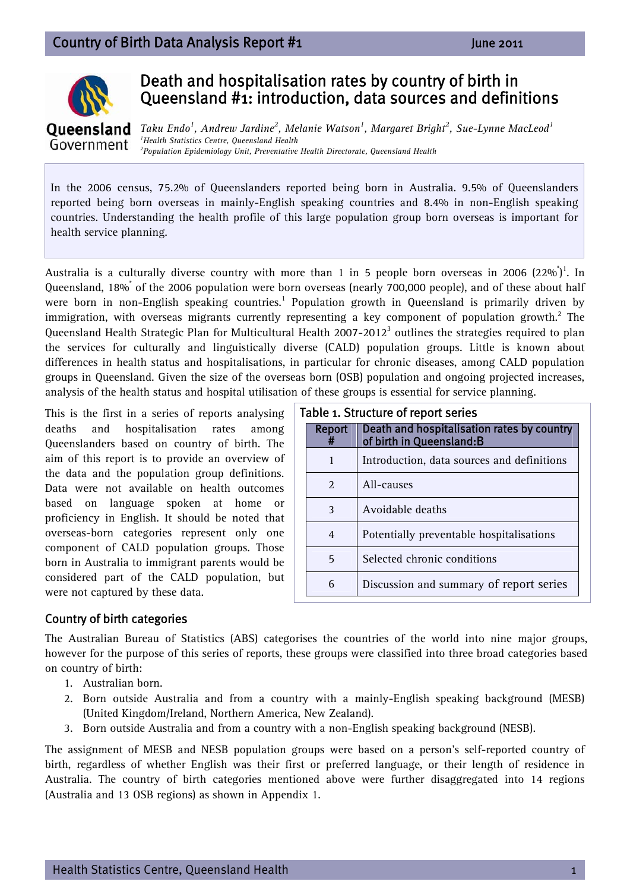# Death and hospitalisation rates by country of birth in Queensland #1: introduction, data sources and definitions

*Taku Endo[1], Andrew Jardine[2], Melanie Watson[1], Margaret Bright[2], Sue-Lynne MacLeod[1]*
*[1]Health Statistics Centre, Queensland Health*
*[2]Population Epidemiology Unit, Preventative Health Directorate, Queensland Health*

> In the 2006 census, 75.2% of Queenslanders reported being born in Australia. 9.5% of Queenslanders reported being born overseas in mainly-English speaking countries and 8.4% in non-English speaking countries. Understanding the health profile of this large population group born overseas is important for health service planning.

Australia is a culturally diverse country with more than 1 in 5 people born overseas in 2006 (22%[*])[1]. In Queensland, 18%[*] of the 2006 population were born overseas (nearly 700,000 people), and of these about half were born in non-English speaking countries.[1] Population growth in Queensland is primarily driven by immigration, with overseas migrants currently representing a key component of population growth.[2] The Queensland Health Strategic Plan for Multicultural Health 2007-2012[3] outlines the strategies required to plan the services for culturally and linguistically diverse (CALD) population groups. Little is known about differences in health status and hospitalisations, in particular for chronic diseases, among CALD population groups in Queensland. Given the size of the overseas born (OSB) population and ongoing projected increases, analysis of the health status and hospital utilisation of these groups is essential for service planning.

This is the first in a series of reports analysing deaths and hospitalisation rates among Queenslanders based on country of birth. The aim of this report is to provide an overview of the data and the population group definitions. Data were not available on health outcomes based on language spoken at home or proficiency in English. It should be noted that overseas-born categories represent only one component of CALD population groups. Those born in Australia to immigrant parents would be considered part of the CALD population, but were not captured by these data.

Table 1. Structure of report series

| Report # | Death and hospitalisation rates by country of birth in Queensland:B |
|---|---|
| 1 | Introduction, data sources and definitions |
| 2 | All-causes |
| 3 | Avoidable deaths |
| 4 | Potentially preventable hospitalisations |
| 5 | Selected chronic conditions |
| 6 | Discussion and summary of report series |

## Country of birth categories

The Australian Bureau of Statistics (ABS) categorises the countries of the world into nine major groups, however for the purpose of this series of reports, these groups were classified into three broad categories based on country of birth:

1. Australian born.
2. Born outside Australia and from a country with a mainly-English speaking background (MESB) (United Kingdom/Ireland, Northern America, New Zealand).
3. Born outside Australia and from a country with a non-English speaking background (NESB).

The assignment of MESB and NESB population groups were based on a person's self-reported country of birth, regardless of whether English was their first or preferred language, or their length of residence in Australia. The country of birth categories mentioned above were further disaggregated into 14 regions (Australia and 13 OSB regions) as shown in Appendix 1.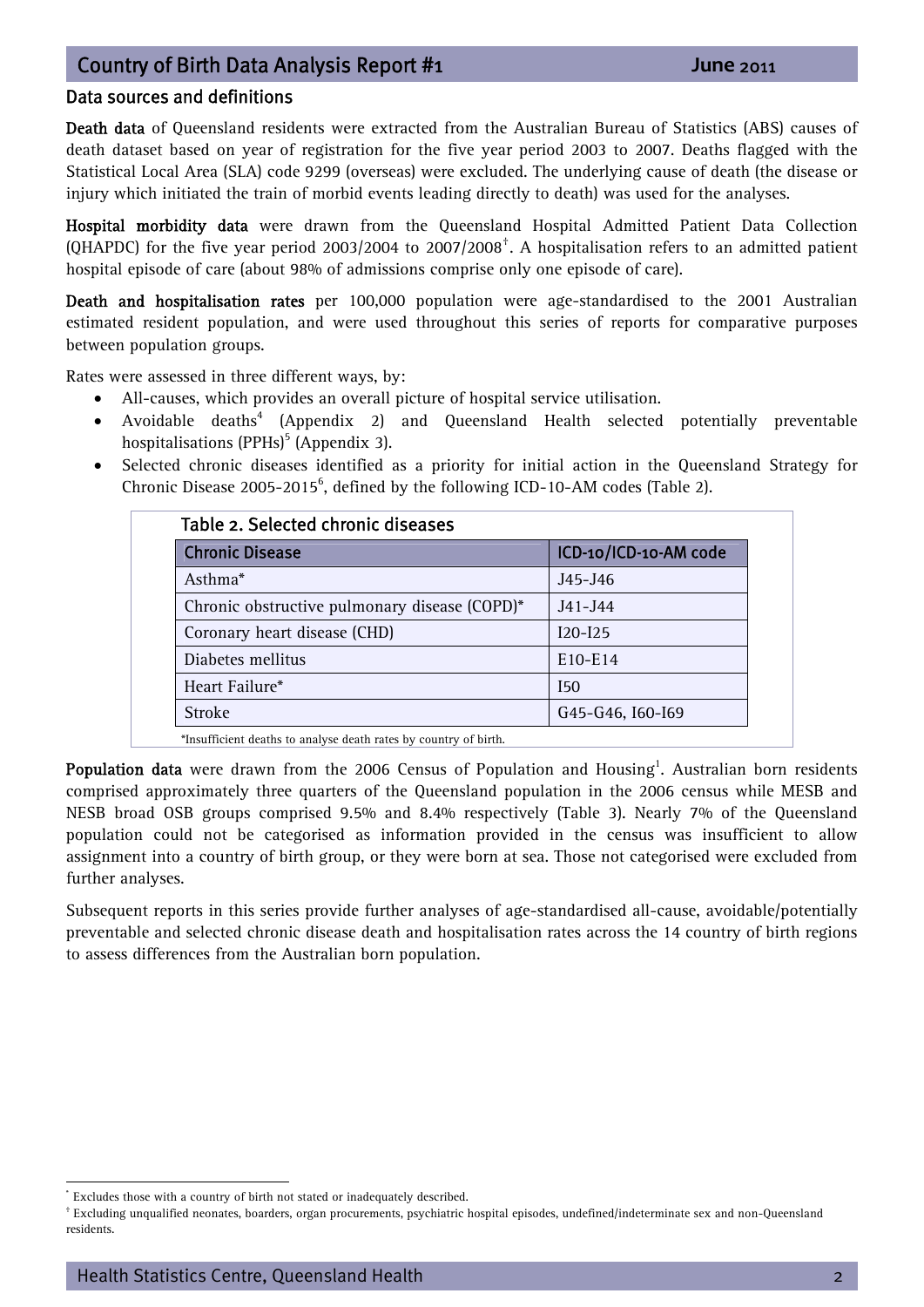## Data sources and definitions

**Death data** of Queensland residents were extracted from the Australian Bureau of Statistics (ABS) causes of death dataset based on year of registration for the five year period 2003 to 2007. Deaths flagged with the Statistical Local Area (SLA) code 9299 (overseas) were excluded. The underlying cause of death (the disease or injury which initiated the train of morbid events leading directly to death) was used for the analyses.

**Hospital morbidity data** were drawn from the Queensland Hospital Admitted Patient Data Collection (QHAPDC) for the five year period 2003/2004 to 2007/2008[†]. A hospitalisation refers to an admitted patient hospital episode of care (about 98% of admissions comprise only one episode of care).

**Death and hospitalisation rates** per 100,000 population were age-standardised to the 2001 Australian estimated resident population, and were used throughout this series of reports for comparative purposes between population groups.

Rates were assessed in three different ways, by:

- All-causes, which provides an overall picture of hospital service utilisation.
- Avoidable deaths[4] (Appendix 2) and Queensland Health selected potentially preventable hospitalisations (PPHs)[5] (Appendix 3).
- Selected chronic diseases identified as a priority for initial action in the Queensland Strategy for Chronic Disease 2005-2015[6], defined by the following ICD-10-AM codes (Table 2).

Table 2. Selected chronic diseases

| Chronic Disease | ICD-10/ICD-10-AM code |
|---|---|
| Asthma* | J45-J46 |
| Chronic obstructive pulmonary disease (COPD)* | J41-J44 |
| Coronary heart disease (CHD) | I20-I25 |
| Diabetes mellitus | E10-E14 |
| Heart Failure* | I50 |
| Stroke | G45-G46, I60-I69 |

*Insufficient deaths to analyse death rates by country of birth.

**Population data** were drawn from the 2006 Census of Population and Housing[1]. Australian born residents comprised approximately three quarters of the Queensland population in the 2006 census while MESB and NESB broad OSB groups comprised 9.5% and 8.4% respectively (Table 3). Nearly 7% of the Queensland population could not be categorised as information provided in the census was insufficient to allow assignment into a country of birth group, or they were born at sea. Those not categorised were excluded from further analyses.

Subsequent reports in this series provide further analyses of age-standardised all-cause, avoidable/potentially preventable and selected chronic disease death and hospitalisation rates across the 14 country of birth regions to assess differences from the Australian born population.

---

* Excludes those with a country of birth not stated or inadequately described.

† Excluding unqualified neonates, boarders, organ procurements, psychiatric hospital episodes, undefined/indeterminate sex and non-Queensland residents.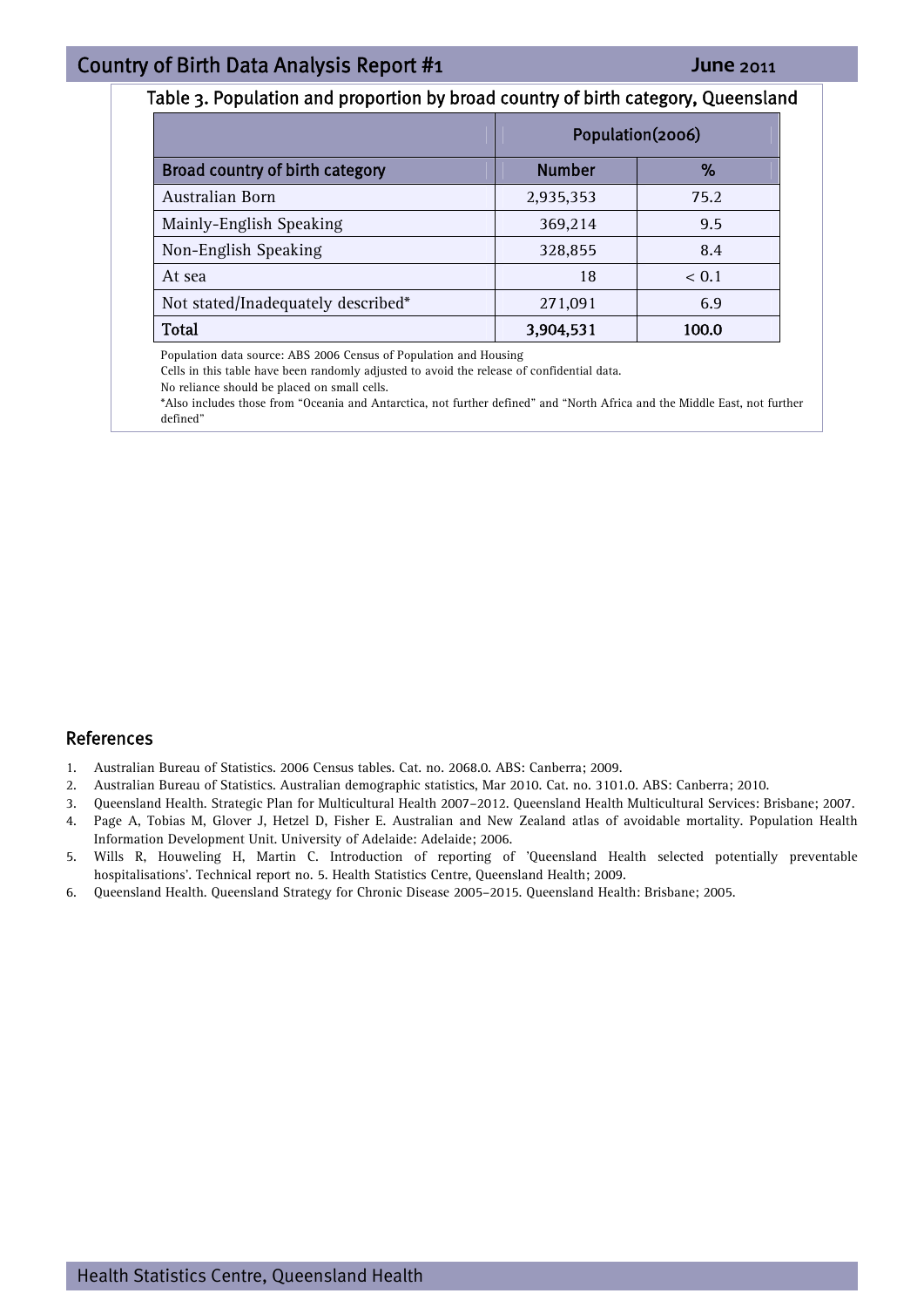Table 3. Population and proportion by broad country of birth category, Queensland

| | Population(2006) | |
|---|---|---|
| **Broad country of birth category** | **Number** | **%** |
| Australian Born | 2,935,353 | 75.2 |
| Mainly-English Speaking | 369,214 | 9.5 |
| Non-English Speaking | 328,855 | 8.4 |
| At sea | 18 | < 0.1 |
| Not stated/Inadequately described* | 271,091 | 6.9 |
| **Total** | **3,904,531** | **100.0** |

Population data source: ABS 2006 Census of Population and Housing

Cells in this table have been randomly adjusted to avoid the release of confidential data.

No reliance should be placed on small cells.

*Also includes those from "Oceania and Antarctica, not further defined" and "North Africa and the Middle East, not further defined"

## References

1. Australian Bureau of Statistics. 2006 Census tables. Cat. no. 2068.0. ABS: Canberra; 2009.
2. Australian Bureau of Statistics. Australian demographic statistics, Mar 2010. Cat. no. 3101.0. ABS: Canberra; 2010.
3. Queensland Health. Strategic Plan for Multicultural Health 2007–2012. Queensland Health Multicultural Services: Brisbane; 2007.
4. Page A, Tobias M, Glover J, Hetzel D, Fisher E. Australian and New Zealand atlas of avoidable mortality. Population Health Information Development Unit. University of Adelaide: Adelaide; 2006.
5. Wills R, Houweling H, Martin C. Introduction of reporting of 'Queensland Health selected potentially preventable hospitalisations'. Technical report no. 5. Health Statistics Centre, Queensland Health; 2009.
6. Queensland Health. Queensland Strategy for Chronic Disease 2005–2015. Queensland Health: Brisbane; 2005.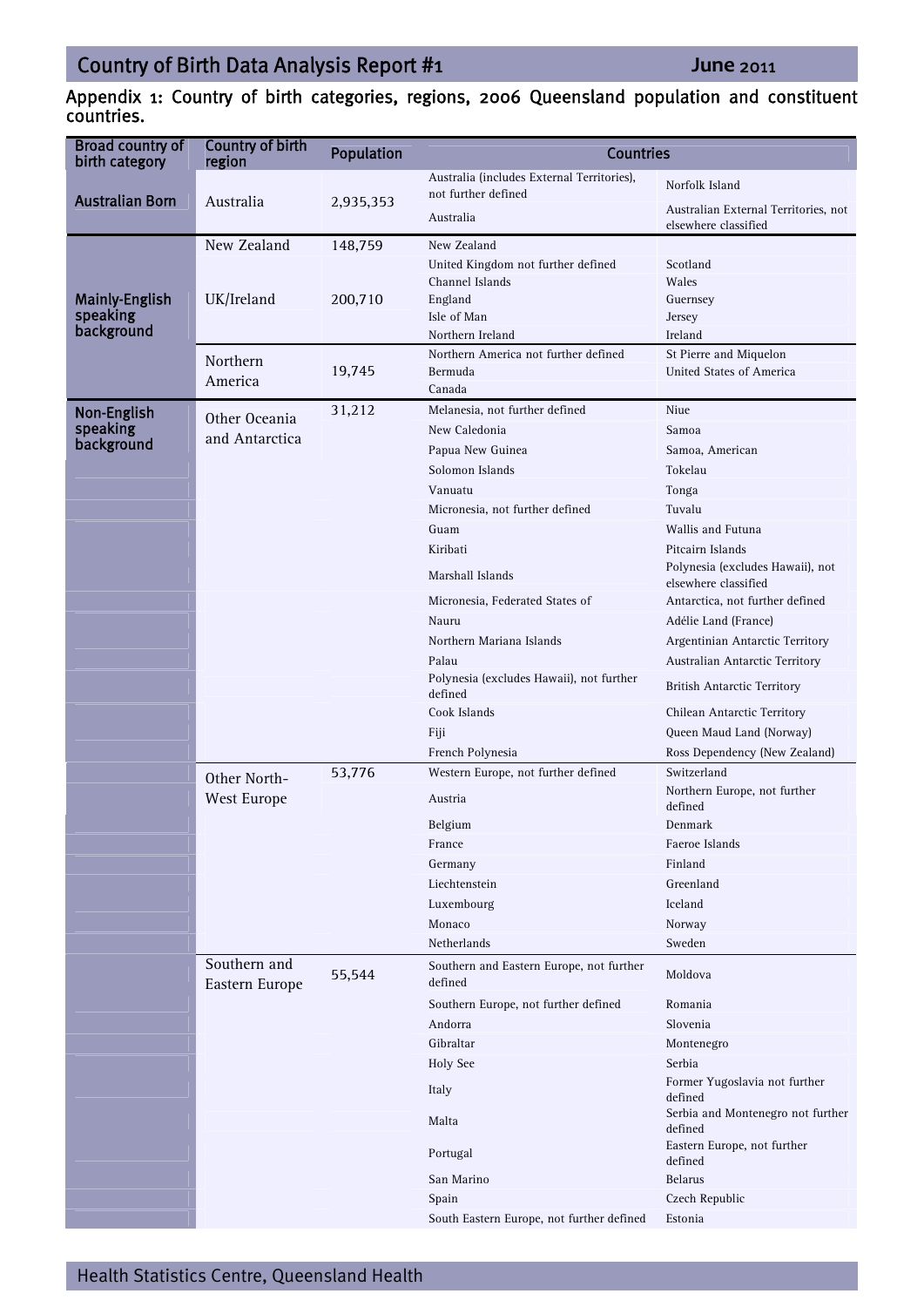## Appendix 1: Country of birth categories, regions, 2006 Queensland population and constituent countries.

| Broad country of birth category | Country of birth region | Population | Countries | |
|---|---|---|---|---|
| Australian Born | Australia | 2,935,353 | Australia (includes External Territories), not further defined | Norfolk Island |
| | | | Australia | Australian External Territories, not elsewhere classified |
| Mainly-English speaking background | New Zealand | 148,759 | New Zealand | |
| | UK/Ireland | 200,710 | United Kingdom not further defined | Scotland |
| | | | Channel Islands | Wales |
| | | | England | Guernsey |
| | | | Isle of Man | Jersey |
| | | | Northern Ireland | Ireland |
| | Northern America | 19,745 | Northern America not further defined | St Pierre and Miquelon |
| | | | Bermuda | United States of America |
| | | | Canada | |
| Non-English speaking background | Other Oceania and Antarctica | 31,212 | Melanesia, not further defined | Niue |
| | | | New Caledonia | Samoa |
| | | | Papua New Guinea | Samoa, American |
| | | | Solomon Islands | Tokelau |
| | | | Vanuatu | Tonga |
| | | | Micronesia, not further defined | Tuvalu |
| | | | Guam | Wallis and Futuna |
| | | | Kiribati | Pitcairn Islands |
| | | | Marshall Islands | Polynesia (excludes Hawaii), not elsewhere classified |
| | | | Micronesia, Federated States of | Antarctica, not further defined |
| | | | Nauru | Adélie Land (France) |
| | | | Northern Mariana Islands | Argentinian Antarctic Territory |
| | | | Palau | Australian Antarctic Territory |
| | | | Polynesia (excludes Hawaii), not further defined | British Antarctic Territory |
| | | | Cook Islands | Chilean Antarctic Territory |
| | | | Fiji | Queen Maud Land (Norway) |
| | | | French Polynesia | Ross Dependency (New Zealand) |
| | Other North-West Europe | 53,776 | Western Europe, not further defined | Switzerland |
| | | | Austria | Northern Europe, not further defined |
| | | | Belgium | Denmark |
| | | | France | Faeroe Islands |
| | | | Germany | Finland |
| | | | Liechtenstein | Greenland |
| | | | Luxembourg | Iceland |
| | | | Monaco | Norway |
| | | | Netherlands | Sweden |
| | Southern and Eastern Europe | 55,544 | Southern and Eastern Europe, not further defined | Moldova |
| | | | Southern Europe, not further defined | Romania |
| | | | Andorra | Slovenia |
| | | | Gibraltar | Montenegro |
| | | | Holy See | Serbia |
| | | | Italy | Former Yugoslavia not further defined |
| | | | Malta | Serbia and Montenegro not further defined |
| | | | Portugal | Eastern Europe, not further defined |
| | | | San Marino | Belarus |
| | | | Spain | Czech Republic |
| | | | South Eastern Europe, not further defined | Estonia |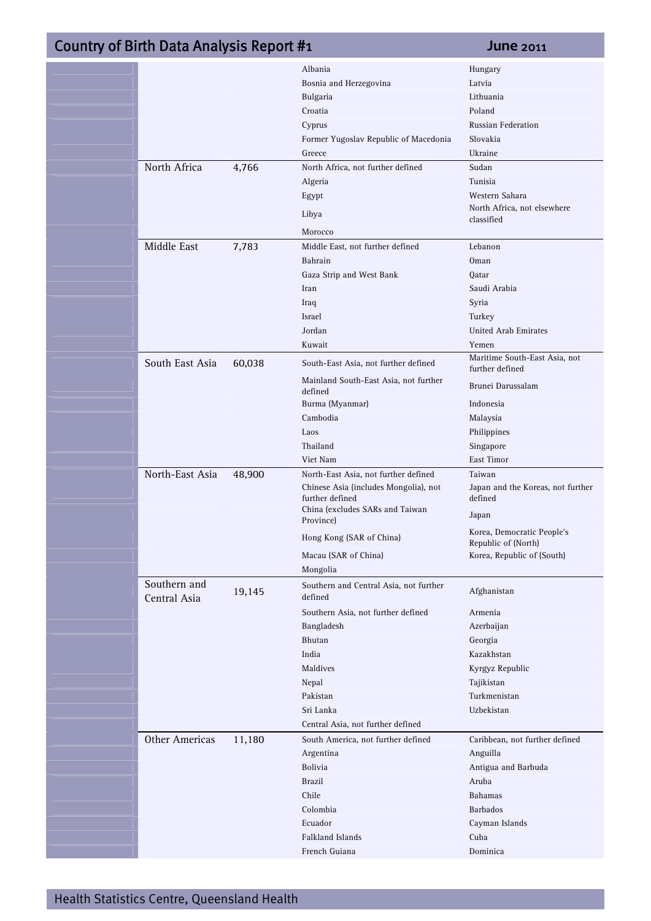| Region | Number | Countries | |
|---|---|---|---|
| | | Albania | Hungary |
| | | Bosnia and Herzegovina | Latvia |
| | | Bulgaria | Lithuania |
| | | Croatia | Poland |
| | | Cyprus | Russian Federation |
| | | Former Yugoslav Republic of Macedonia | Slovakia |
| | | Greece | Ukraine |
| North Africa | 4,766 | North Africa, not further defined | Sudan |
| | | Algeria | Tunisia |
| | | Egypt | Western Sahara |
| | | Libya | North Africa, not elsewhere classified |
| | | Morocco | |
| Middle East | 7,783 | Middle East, not further defined | Lebanon |
| | | Bahrain | Oman |
| | | Gaza Strip and West Bank | Qatar |
| | | Iran | Saudi Arabia |
| | | Iraq | Syria |
| | | Israel | Turkey |
| | | Jordan | United Arab Emirates |
| | | Kuwait | Yemen |
| South East Asia | 60,038 | South-East Asia, not further defined | Maritime South-East Asia, not further defined |
| | | Mainland South-East Asia, not further defined | Brunei Darussalam |
| | | Burma (Myanmar) | Indonesia |
| | | Cambodia | Malaysia |
| | | Laos | Philippines |
| | | Thailand | Singapore |
| | | Viet Nam | East Timor |
| North-East Asia | 48,900 | North-East Asia, not further defined | Taiwan |
| | | Chinese Asia (includes Mongolia), not further defined | Japan and the Koreas, not further defined |
| | | China (excludes SARs and Taiwan Province) | Japan |
| | | Hong Kong (SAR of China) | Korea, Democratic People's Republic of (North) |
| | | Macau (SAR of China) | Korea, Republic of (South) |
| | | Mongolia | |
| Southern and Central Asia | 19,145 | Southern and Central Asia, not further defined | Afghanistan |
| | | Southern Asia, not further defined | Armenia |
| | | Bangladesh | Azerbaijan |
| | | Bhutan | Georgia |
| | | India | Kazakhstan |
| | | Maldives | Kyrgyz Republic |
| | | Nepal | Tajikistan |
| | | Pakistan | Turkmenistan |
| | | Sri Lanka | Uzbekistan |
| | | Central Asia, not further defined | |
| Other Americas | 11,180 | South America, not further defined | Caribbean, not further defined |
| | | Argentina | Anguilla |
| | | Bolivia | Antigua and Barbuda |
| | | Brazil | Aruba |
| | | Chile | Bahamas |
| | | Colombia | Barbados |
| | | Ecuador | Cayman Islands |
| | | Falkland Islands | Cuba |
| | | French Guiana | Dominica |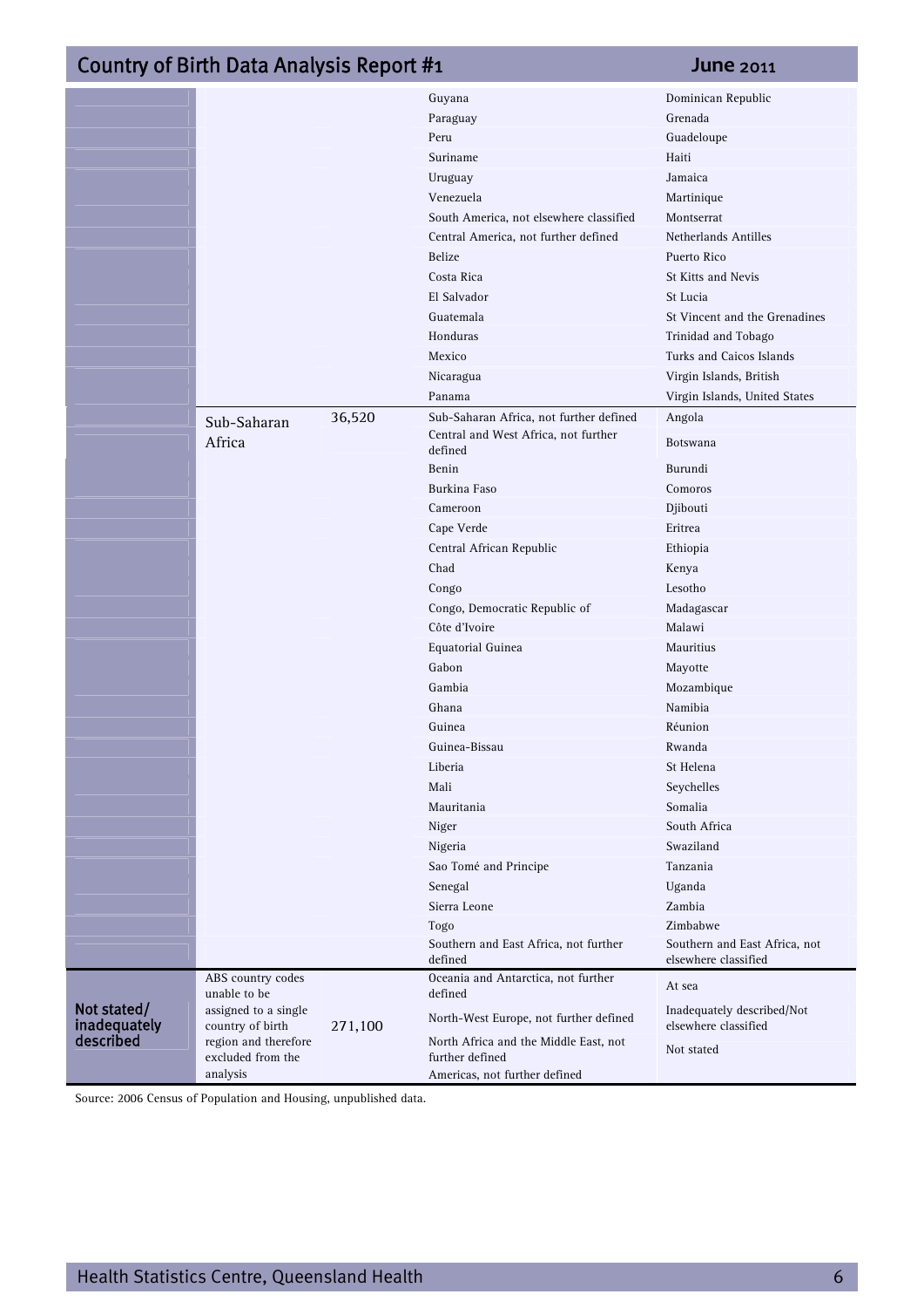| | | | | |
|---|---|---|---|---|
| | | | Guyana | Dominican Republic |
| | | | Paraguay | Grenada |
| | | | Peru | Guadeloupe |
| | | | Suriname | Haiti |
| | | | Uruguay | Jamaica |
| | | | Venezuela | Martinique |
| | | | South America, not elsewhere classified | Montserrat |
| | | | Central America, not further defined | Netherlands Antilles |
| | | | Belize | Puerto Rico |
| | | | Costa Rica | St Kitts and Nevis |
| | | | El Salvador | St Lucia |
| | | | Guatemala | St Vincent and the Grenadines |
| | | | Honduras | Trinidad and Tobago |
| | | | Mexico | Turks and Caicos Islands |
| | | | Nicaragua | Virgin Islands, British |
| | | | Panama | Virgin Islands, United States |
| | Sub-Saharan Africa | 36,520 | Sub-Saharan Africa, not further defined | Angola |
| | | | Central and West Africa, not further defined | Botswana |
| | | | Benin | Burundi |
| | | | Burkina Faso | Comoros |
| | | | Cameroon | Djibouti |
| | | | Cape Verde | Eritrea |
| | | | Central African Republic | Ethiopia |
| | | | Chad | Kenya |
| | | | Congo | Lesotho |
| | | | Congo, Democratic Republic of | Madagascar |
| | | | Côte d'Ivoire | Malawi |
| | | | Equatorial Guinea | Mauritius |
| | | | Gabon | Mayotte |
| | | | Gambia | Mozambique |
| | | | Ghana | Namibia |
| | | | Guinea | Réunion |
| | | | Guinea-Bissau | Rwanda |
| | | | Liberia | St Helena |
| | | | Mali | Seychelles |
| | | | Mauritania | Somalia |
| | | | Niger | South Africa |
| | | | Nigeria | Swaziland |
| | | | Sao Tomé and Principe | Tanzania |
| | | | Senegal | Uganda |
| | | | Sierra Leone | Zambia |
| | | | Togo | Zimbabwe |
| | | | Southern and East Africa, not further defined | Southern and East Africa, not elsewhere classified |
| Not stated/ inadequately described | ABS country codes unable to be assigned to a single country of birth region and therefore excluded from the analysis | 271,100 | Oceania and Antarctica, not further defined | At sea |
| | | | North-West Europe, not further defined | Inadequately described/Not elsewhere classified |
| | | | North Africa and the Middle East, not further defined | Not stated |
| | | | Americas, not further defined | |

Source: 2006 Census of Population and Housing, unpublished data.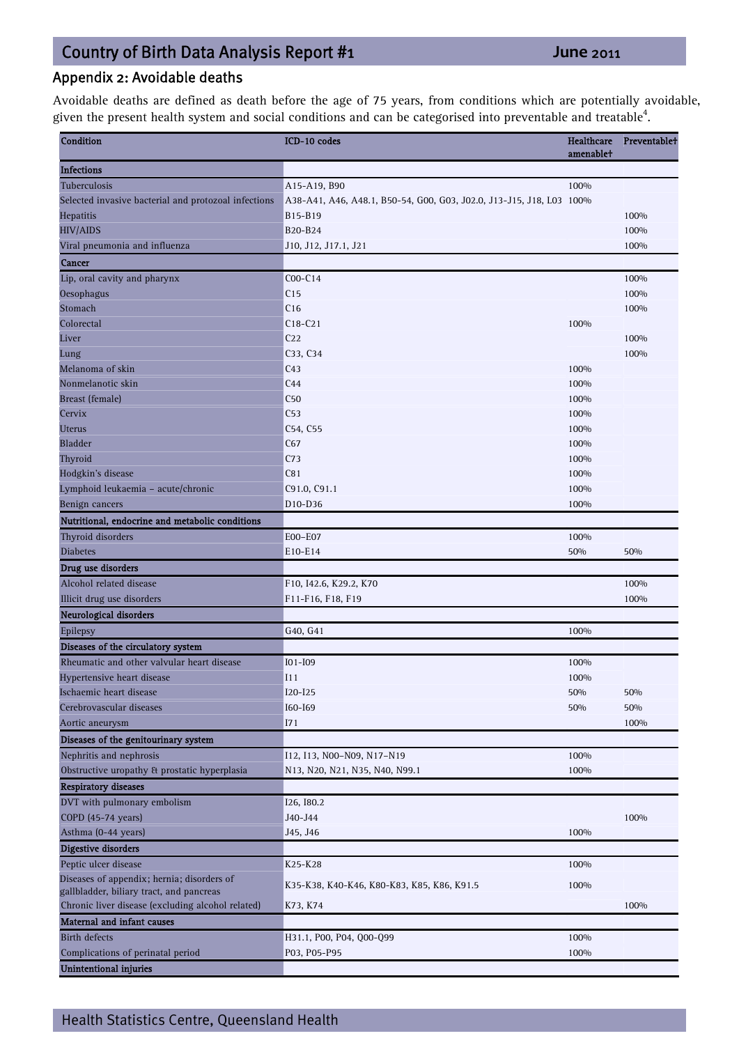## Appendix 2: Avoidable deaths

Avoidable deaths are defined as death before the age of 75 years, from conditions which are potentially avoidable, given the present health system and social conditions and can be categorised into preventable and treatable[4].

| Condition | ICD-10 codes | Healthcare amenable† | Preventable† |
|---|---|---|---|
| **Infections** | | | |
| Tuberculosis | A15-A19, B90 | 100% | |
| Selected invasive bacterial and protozoal infections | A38-A41, A46, A48.1, B50-54, G00, G03, J02.0, J13-J15, J18, L03 | 100% | |
| Hepatitis | B15-B19 | | 100% |
| HIV/AIDS | B20-B24 | | 100% |
| Viral pneumonia and influenza | J10, J12, J17.1, J21 | | 100% |
| **Cancer** | | | |
| Lip, oral cavity and pharynx | C00-C14 | | 100% |
| Oesophagus | C15 | | 100% |
| Stomach | C16 | | 100% |
| Colorectal | C18-C21 | 100% | |
| Liver | C22 | | 100% |
| Lung | C33, C34 | | 100% |
| Melanoma of skin | C43 | 100% | |
| Nonmelanotic skin | C44 | 100% | |
| Breast (female) | C50 | 100% | |
| Cervix | C53 | 100% | |
| Uterus | C54, C55 | 100% | |
| Bladder | C67 | 100% | |
| Thyroid | C73 | 100% | |
| Hodgkin's disease | C81 | 100% | |
| Lymphoid leukaemia – acute/chronic | C91.0, C91.1 | 100% | |
| Benign cancers | D10-D36 | 100% | |
| **Nutritional, endocrine and metabolic conditions** | | | |
| Thyroid disorders | E00–E07 | 100% | |
| Diabetes | E10-E14 | 50% | 50% |
| **Drug use disorders** | | | |
| Alcohol related disease | F10, I42.6, K29.2, K70 | | 100% |
| Illicit drug use disorders | F11-F16, F18, F19 | | 100% |
| **Neurological disorders** | | | |
| Epilepsy | G40, G41 | 100% | |
| **Diseases of the circulatory system** | | | |
| Rheumatic and other valvular heart disease | I01-I09 | 100% | |
| Hypertensive heart disease | I11 | 100% | |
| Ischaemic heart disease | I20-I25 | 50% | 50% |
| Cerebrovascular diseases | I60-I69 | 50% | 50% |
| Aortic aneurysm | I71 | | 100% |
| **Diseases of the genitourinary system** | | | |
| Nephritis and nephrosis | I12, I13, N00–N09, N17–N19 | 100% | |
| Obstructive uropathy & prostatic hyperplasia | N13, N20, N21, N35, N40, N99.1 | 100% | |
| **Respiratory diseases** | | | |
| DVT with pulmonary embolism | I26, I80.2 | | |
| COPD (45-74 years) | J40-J44 | | 100% |
| Asthma (0-44 years) | J45, J46 | 100% | |
| **Digestive disorders** | | | |
| Peptic ulcer disease | K25-K28 | 100% | |
| Diseases of appendix; hernia; disorders of gallbladder, biliary tract, and pancreas | K35-K38, K40-K46, K80-K83, K85, K86, K91.5 | 100% | |
| Chronic liver disease (excluding alcohol related) | K73, K74 | | 100% |
| **Maternal and infant causes** | | | |
| Birth defects | H31.1, P00, P04, Q00-Q99 | 100% | |
| Complications of perinatal period | P03, P05-P95 | 100% | |
| **Unintentional injuries** | | | |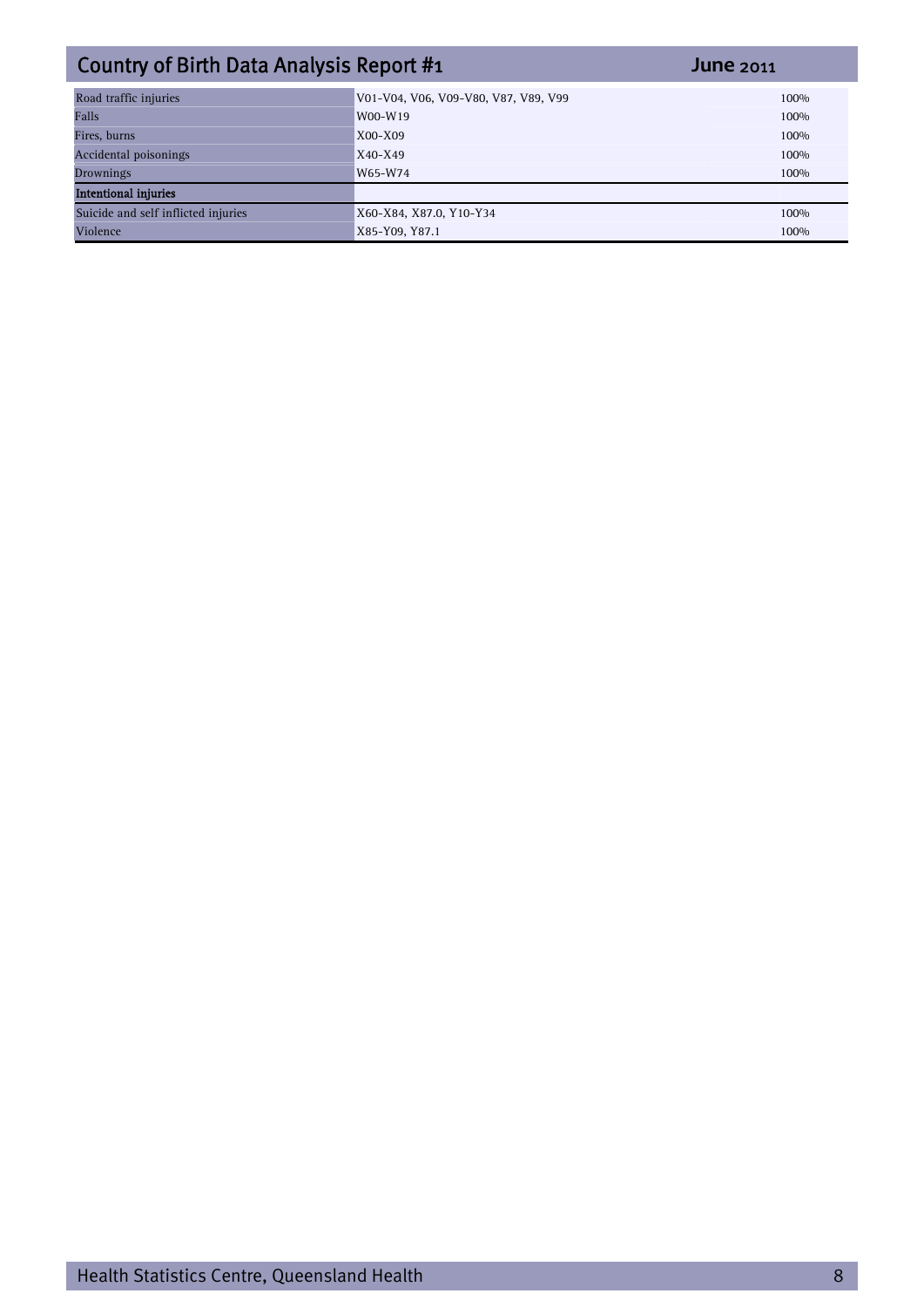| | | |
|---|---|---|
| Road traffic injuries | V01-V04, V06, V09-V80, V87, V89, V99 | 100% |
| Falls | W00-W19 | 100% |
| Fires, burns | X00-X09 | 100% |
| Accidental poisonings | X40-X49 | 100% |
| Drownings | W65-W74 | 100% |
| **Intentional injuries** | | |
| Suicide and self inflicted injuries | X60-X84, X87.0, Y10-Y34 | 100% |
| Violence | X85-Y09, Y87.1 | 100% |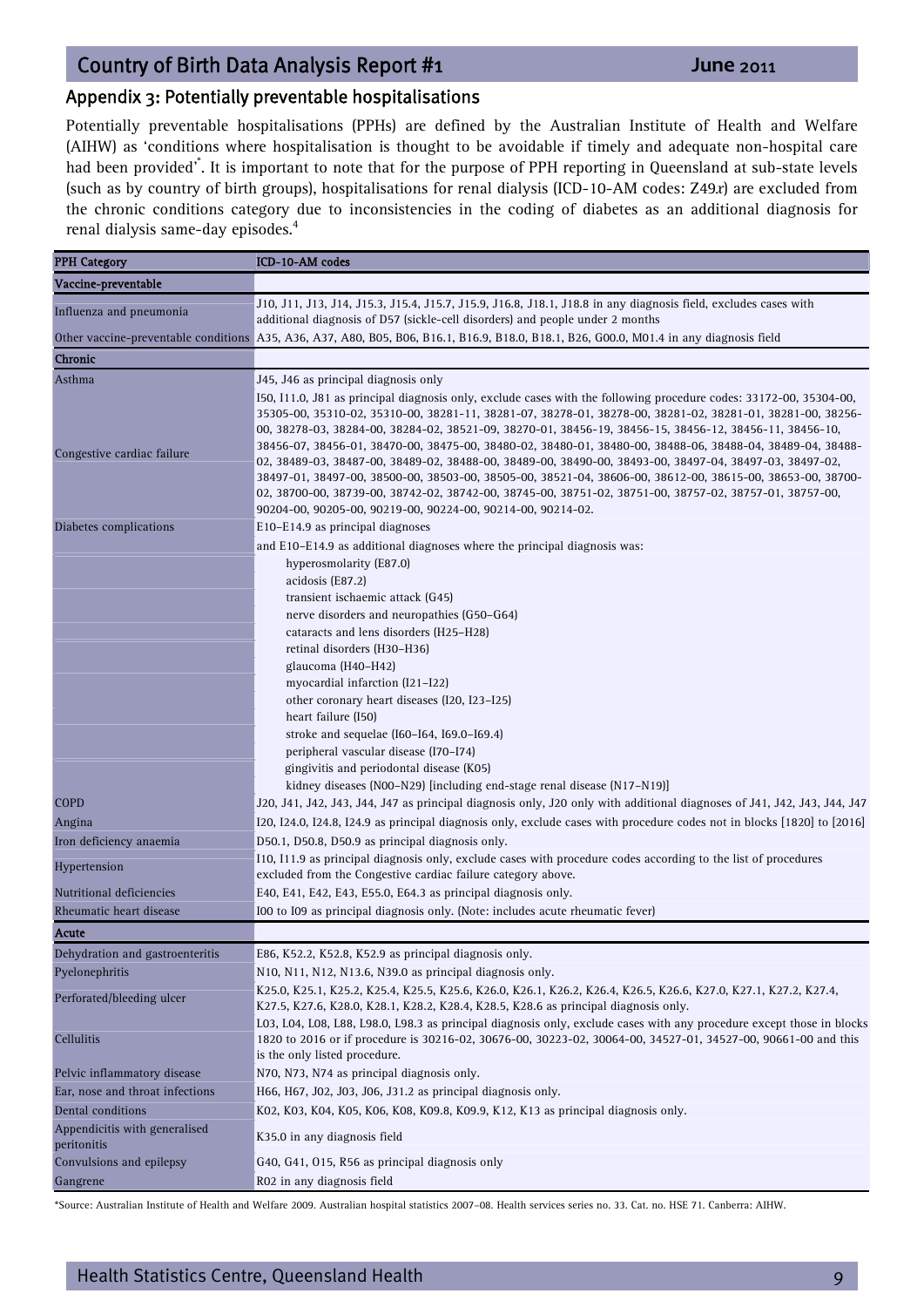## Appendix 3: Potentially preventable hospitalisations

Potentially preventable hospitalisations (PPHs) are defined by the Australian Institute of Health and Welfare (AIHW) as 'conditions where hospitalisation is thought to be avoidable if timely and adequate non-hospital care had been provided'*. It is important to note that for the purpose of PPH reporting in Queensland at sub-state levels (such as by country of birth groups), hospitalisations for renal dialysis (ICD-10-AM codes: Z49.*x*) are excluded from the chronic conditions category due to inconsistencies in the coding of diabetes as an additional diagnosis for renal dialysis same-day episodes.[4]

| PPH Category | ICD-10-AM codes |
|---|---|
| **Vaccine-preventable** | |
| Influenza and pneumonia | J10, J11, J13, J14, J15.3, J15.4, J15.7, J15.9, J16.8, J18.1, J18.8 in any diagnosis field, excludes cases with additional diagnosis of D57 (sickle-cell disorders) and people under 2 months |
| Other vaccine-preventable conditions | A35, A36, A37, A80, B05, B06, B16.1, B16.9, B18.0, B18.1, B26, G00.0, M01.4 in any diagnosis field |
| **Chronic** | |
| Asthma | J45, J46 as principal diagnosis only |
| Congestive cardiac failure | I50, I11.0, J81 as principal diagnosis only, exclude cases with the following procedure codes: 33172-00, 35304-00, 35305-00, 35310-02, 35310-00, 38281-11, 38281-07, 38278-01, 38278-00, 38281-02, 38281-01, 38281-00, 38256-00, 38278-03, 38284-00, 38284-02, 38521-09, 38270-01, 38456-19, 38456-15, 38456-12, 38456-11, 38456-10, 38456-07, 38456-01, 38470-00, 38475-00, 38480-02, 38480-01, 38480-00, 38488-06, 38488-04, 38489-04, 38488-02, 38489-03, 38487-00, 38489-02, 38488-00, 38489-00, 38490-00, 38493-00, 38497-04, 38497-03, 38497-02, 38497-01, 38497-00, 38500-00, 38503-00, 38505-00, 38521-04, 38606-00, 38612-00, 38615-00, 38653-00, 38700-02, 38700-00, 38739-00, 38742-02, 38742-00, 38745-00, 38751-02, 38751-00, 38757-02, 38757-01, 38757-00, 90204-00, 90205-00, 90219-00, 90224-00, 90214-00, 90214-02. |
| Diabetes complications | E10–E14.9 as principal diagnoses |
| | and E10–E14.9 as additional diagnoses where the principal diagnosis was: |
| | hyperosmolarity (E87.0) |
| | acidosis (E87.2) |
| | transient ischaemic attack (G45) |
| | nerve disorders and neuropathies (G50–G64) |
| | cataracts and lens disorders (H25–H28) |
| | retinal disorders (H30–H36) |
| | glaucoma (H40–H42) |
| | myocardial infarction (I21–I22) |
| | other coronary heart diseases (I20, I23–I25) |
| | heart failure (I50) |
| | stroke and sequelae (I60–I64, I69.0–I69.4) |
| | peripheral vascular disease (I70–I74) |
| | gingivitis and periodontal disease (K05) |
| | kidney diseases (N00–N29) [including end-stage renal disease (N17–N19)] |
| COPD | J20, J41, J42, J43, J44, J47 as principal diagnosis only, J20 only with additional diagnoses of J41, J42, J43, J44, J47 |
| Angina | I20, I24.0, I24.8, I24.9 as principal diagnosis only, exclude cases with procedure codes not in blocks [1820] to [2016] |
| Iron deficiency anaemia | D50.1, D50.8, D50.9 as principal diagnosis only. |
| Hypertension | I10, I11.9 as principal diagnosis only, exclude cases with procedure codes according to the list of procedures excluded from the Congestive cardiac failure category above. |
| Nutritional deficiencies | E40, E41, E42, E43, E55.0, E64.3 as principal diagnosis only. |
| Rheumatic heart disease | I00 to I09 as principal diagnosis only. (Note: includes acute rheumatic fever) |
| **Acute** | |
| Dehydration and gastroenteritis | E86, K52.2, K52.8, K52.9 as principal diagnosis only. |
| Pyelonephritis | N10, N11, N12, N13.6, N39.0 as principal diagnosis only. |
| Perforated/bleeding ulcer | K25.0, K25.1, K25.2, K25.4, K25.5, K25.6, K26.0, K26.1, K26.2, K26.4, K26.5, K26.6, K27.0, K27.1, K27.2, K27.4, K27.5, K27.6, K28.0, K28.1, K28.2, K28.4, K28.5, K28.6 as principal diagnosis only. |
| Cellulitis | L03, L04, L08, L88, L98.0, L98.3 as principal diagnosis only, exclude cases with any procedure except those in blocks 1820 to 2016 or if procedure is 30216-02, 30676-00, 30223-02, 30064-00, 34527-01, 34527-00, 90661-00 and this is the only listed procedure. |
| Pelvic inflammatory disease | N70, N73, N74 as principal diagnosis only. |
| Ear, nose and throat infections | H66, H67, J02, J03, J06, J31.2 as principal diagnosis only. |
| Dental conditions | K02, K03, K04, K05, K06, K08, K09.8, K09.9, K12, K13 as principal diagnosis only. |
| Appendicitis with generalised peritonitis | K35.0 in any diagnosis field |
| Convulsions and epilepsy | G40, G41, O15, R56 as principal diagnosis only |
| Gangrene | R02 in any diagnosis field |

*Source: Australian Institute of Health and Welfare 2009. Australian hospital statistics 2007–08. Health services series no. 33. Cat. no. HSE 71. Canberra: AIHW.